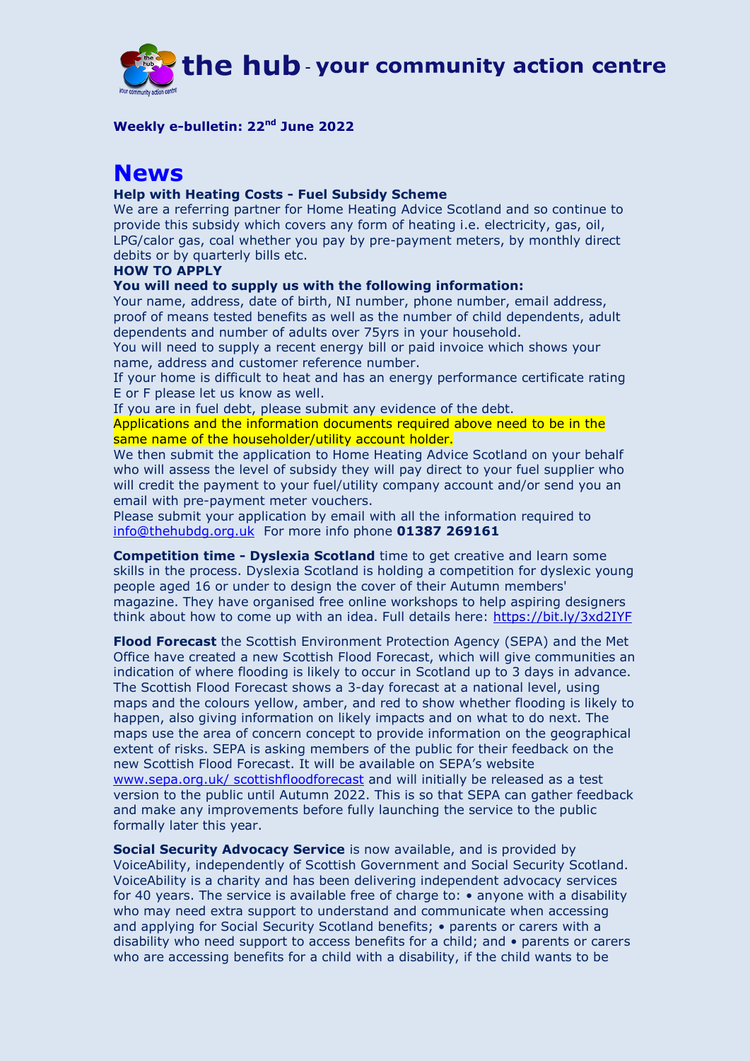# the hub - your community action centre

**Weekly e-bulletin: 22nd June 2022**

# News

**Help with Heating Costs - Fuel Subsidy Scheme**

We are a referring partner for Home Heating Advice Scotland and so continue to provide this subsidy which covers any form of heating i.e. electricity, gas, oil, LPG/calor gas, coal whether you pay by pre-payment meters, by monthly direct debits or by quarterly bills etc.

**HOW TO APPLY**

**You will need to supply us with the following information:**

Your name, address, date of birth, NI number, phone number, email address, proof of means tested benefits as well as the number of child dependents, adult dependents and number of adults over 75yrs in your household.

You will need to supply a recent energy bill or paid invoice which shows your name, address and customer reference number.

If your home is difficult to heat and has an energy performance certificate rating E or F please let us know as well.

If you are in fuel debt, please submit any evidence of the debt.

Applications and the information documents required above need to be in the same name of the householder/utility account holder.

We then submit the application to Home Heating Advice Scotland on your behalf who will assess the level of subsidy they will pay direct to your fuel supplier who will credit the payment to your fuel/utility company account and/or send you an email with pre-payment meter vouchers.

Please submit your application by email with all the information required to info@thehubdg.org.uk For more info phone **01387 269161**

**Competition time - Dyslexia Scotland** time to get creative and learn some skills in the process. Dyslexia Scotland is holding a competition for dyslexic young people aged 16 or under to design the cover of their Autumn members' magazine. They have organised free online workshops to help aspiring designers think about how to come up with an idea. Full details here: https://bit.ly/3xd2IYF

**Flood Forecast** the Scottish Environment Protection Agency (SEPA) and the Met Office have created a new Scottish Flood Forecast, which will give communities an indication of where flooding is likely to occur in Scotland up to 3 days in advance. The Scottish Flood Forecast shows a 3-day forecast at a national level, using maps and the colours yellow, amber, and red to show whether flooding is likely to happen, also giving information on likely impacts and on what to do next. The maps use the area of concern concept to provide information on the geographical extent of risks. SEPA is asking members of the public for their feedback on the new Scottish Flood Forecast. It will be available on SEPA's website www.sepa.org.uk/ scottishfloodforecast and will initially be released as a test version to the public until Autumn 2022. This is so that SEPA can gather feedback and make any improvements before fully launching the service to the public formally later this year.

**Social Security Advocacy Service** is now available, and is provided by VoiceAbility, independently of Scottish Government and Social Security Scotland. VoiceAbility is a charity and has been delivering independent advocacy services for 40 years. The service is available free of charge to: • anyone with a disability who may need extra support to understand and communicate when accessing and applying for Social Security Scotland benefits; • parents or carers with a disability who need support to access benefits for a child; and • parents or carers who are accessing benefits for a child with a disability, if the child wants to be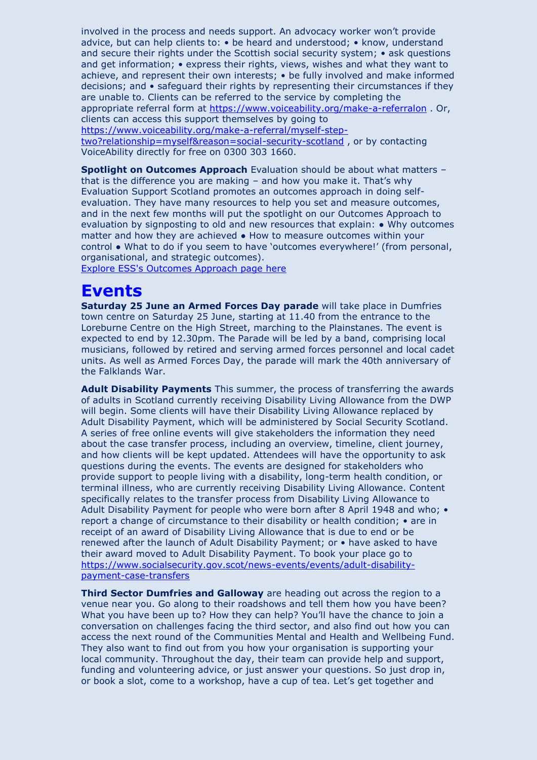involved in the process and needs support. An advocacy worker won't provide advice, but can help clients to: • be heard and understood; • know, understand and secure their rights under the Scottish social security system; • ask questions and get information; • express their rights, views, wishes and what they want to achieve, and represent their own interests; • be fully involved and make informed decisions; and • safeguard their rights by representing their circumstances if they are unable to. Clients can be referred to the service by completing the appropriate referral form at https://www.voiceability.org/make-a-referralon . Or, clients can access this support themselves by going to https://www.voiceability.org/make-a-referral/myself-step-two?relationship=myself&reason=social-security-scotland , or by contacting VoiceAbility directly for free on 0300 303 1660.

**Spotlight on Outcomes Approach** Evaluation should be about what matters – that is the difference you are making – and how you make it. That's why Evaluation Support Scotland promotes an outcomes approach in doing self-evaluation. They have many resources to help you set and measure outcomes, and in the next few months will put the spotlight on our Outcomes Approach to evaluation by signposting to old and new resources that explain: ● Why outcomes matter and how they are achieved ● How to measure outcomes within your control ● What to do if you seem to have 'outcomes everywhere!' (from personal, organisational, and strategic outcomes).
Explore ESS's Outcomes Approach page here

# Events

**Saturday 25 June an Armed Forces Day parade** will take place in Dumfries town centre on Saturday 25 June, starting at 11.40 from the entrance to the Loreburne Centre on the High Street, marching to the Plainstanes. The event is expected to end by 12.30pm. The Parade will be led by a band, comprising local musicians, followed by retired and serving armed forces personnel and local cadet units. As well as Armed Forces Day, the parade will mark the 40th anniversary of the Falklands War.

**Adult Disability Payments** This summer, the process of transferring the awards of adults in Scotland currently receiving Disability Living Allowance from the DWP will begin. Some clients will have their Disability Living Allowance replaced by Adult Disability Payment, which will be administered by Social Security Scotland. A series of free online events will give stakeholders the information they need about the case transfer process, including an overview, timeline, client journey, and how clients will be kept updated. Attendees will have the opportunity to ask questions during the events. The events are designed for stakeholders who provide support to people living with a disability, long-term health condition, or terminal illness, who are currently receiving Disability Living Allowance. Content specifically relates to the transfer process from Disability Living Allowance to Adult Disability Payment for people who were born after 8 April 1948 and who; • report a change of circumstance to their disability or health condition; • are in receipt of an award of Disability Living Allowance that is due to end or be renewed after the launch of Adult Disability Payment; or • have asked to have their award moved to Adult Disability Payment. To book your place go to https://www.socialsecurity.gov.scot/news-events/events/adult-disability-payment-case-transfers

**Third Sector Dumfries and Galloway** are heading out across the region to a venue near you. Go along to their roadshows and tell them how you have been? What you have been up to? How they can help? You'll have the chance to join a conversation on challenges facing the third sector, and also find out how you can access the next round of the Communities Mental and Health and Wellbeing Fund. They also want to find out from you how your organisation is supporting your local community. Throughout the day, their team can provide help and support, funding and volunteering advice, or just answer your questions. So just drop in, or book a slot, come to a workshop, have a cup of tea. Let's get together and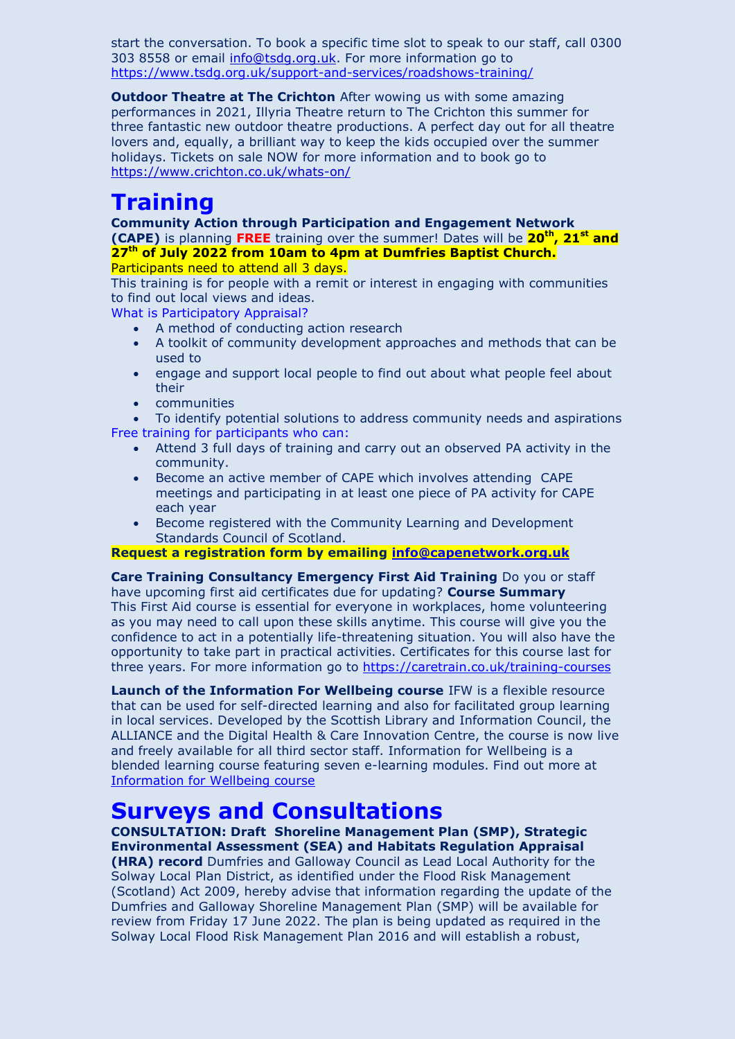start the conversation. To book a specific time slot to speak to our staff, call 0300 303 8558 or email info@tsdg.org.uk. For more information go to https://www.tsdg.org.uk/support-and-services/roadshows-training/

**Outdoor Theatre at The Crichton** After wowing us with some amazing performances in 2021, Illyria Theatre return to The Crichton this summer for three fantastic new outdoor theatre productions. A perfect day out for all theatre lovers and, equally, a brilliant way to keep the kids occupied over the summer holidays. Tickets on sale NOW for more information and to book go to https://www.crichton.co.uk/whats-on/

# Training

**Community Action through Participation and Engagement Network (CAPE)** is planning **FREE** training over the summer! Dates will be **20th, 21st and 27th of July 2022 from 10am to 4pm at Dumfries Baptist Church.** Participants need to attend all 3 days.

This training is for people with a remit or interest in engaging with communities to find out local views and ideas.

What is Participatory Appraisal?

- A method of conducting action research
- A toolkit of community development approaches and methods that can be used to
- engage and support local people to find out about what people feel about their
- communities
- To identify potential solutions to address community needs and aspirations

Free training for participants who can:

- Attend 3 full days of training and carry out an observed PA activity in the community.
- Become an active member of CAPE which involves attending CAPE meetings and participating in at least one piece of PA activity for CAPE each year
- Become registered with the Community Learning and Development Standards Council of Scotland.

**Request a registration form by emailing info@capenetwork.org.uk**

**Care Training Consultancy Emergency First Aid Training** Do you or staff have upcoming first aid certificates due for updating? **Course Summary** This First Aid course is essential for everyone in workplaces, home volunteering as you may need to call upon these skills anytime. This course will give you the confidence to act in a potentially life-threatening situation. You will also have the opportunity to take part in practical activities. Certificates for this course last for three years. For more information go to https://caretrain.co.uk/training-courses

**Launch of the Information For Wellbeing course** IFW is a flexible resource that can be used for self-directed learning and also for facilitated group learning in local services. Developed by the Scottish Library and Information Council, the ALLIANCE and the Digital Health & Care Innovation Centre, the course is now live and freely available for all third sector staff. Information for Wellbeing is a blended learning course featuring seven e-learning modules. Find out more at Information for Wellbeing course

# Surveys and Consultations

**CONSULTATION: Draft Shoreline Management Plan (SMP), Strategic Environmental Assessment (SEA) and Habitats Regulation Appraisal (HRA) record** Dumfries and Galloway Council as Lead Local Authority for the Solway Local Plan District, as identified under the Flood Risk Management (Scotland) Act 2009, hereby advise that information regarding the update of the Dumfries and Galloway Shoreline Management Plan (SMP) will be available for review from Friday 17 June 2022. The plan is being updated as required in the Solway Local Flood Risk Management Plan 2016 and will establish a robust,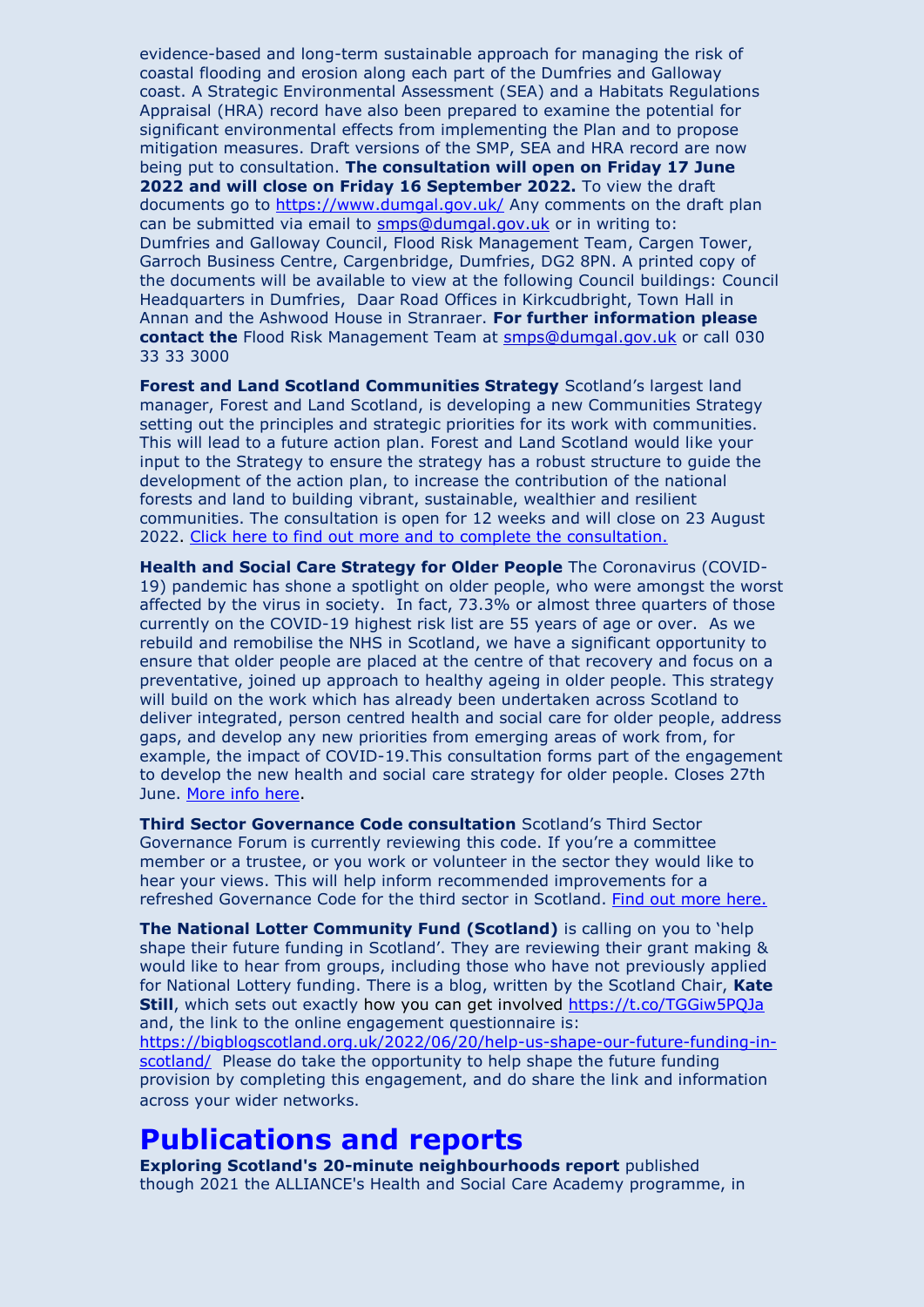evidence-based and long-term sustainable approach for managing the risk of coastal flooding and erosion along each part of the Dumfries and Galloway coast. A Strategic Environmental Assessment (SEA) and a Habitats Regulations Appraisal (HRA) record have also been prepared to examine the potential for significant environmental effects from implementing the Plan and to propose mitigation measures. Draft versions of the SMP, SEA and HRA record are now being put to consultation. **The consultation will open on Friday 17 June 2022 and will close on Friday 16 September 2022.** To view the draft documents go to https://www.dumgal.gov.uk/ Any comments on the draft plan can be submitted via email to smps@dumgal.gov.uk or in writing to: Dumfries and Galloway Council, Flood Risk Management Team, Cargen Tower, Garroch Business Centre, Cargenbridge, Dumfries, DG2 8PN. A printed copy of the documents will be available to view at the following Council buildings: Council Headquarters in Dumfries, Daar Road Offices in Kirkcudbright, Town Hall in Annan and the Ashwood House in Stranraer. **For further information please contact the** Flood Risk Management Team at smps@dumgal.gov.uk or call 030 33 33 3000

**Forest and Land Scotland Communities Strategy** Scotland's largest land manager, Forest and Land Scotland, is developing a new Communities Strategy setting out the principles and strategic priorities for its work with communities. This will lead to a future action plan. Forest and Land Scotland would like your input to the Strategy to ensure the strategy has a robust structure to guide the development of the action plan, to increase the contribution of the national forests and land to building vibrant, sustainable, wealthier and resilient communities. The consultation is open for 12 weeks and will close on 23 August 2022. Click here to find out more and to complete the consultation.

**Health and Social Care Strategy for Older People** The Coronavirus (COVID-19) pandemic has shone a spotlight on older people, who were amongst the worst affected by the virus in society. In fact, 73.3% or almost three quarters of those currently on the COVID-19 highest risk list are 55 years of age or over. As we rebuild and remobilise the NHS in Scotland, we have a significant opportunity to ensure that older people are placed at the centre of that recovery and focus on a preventative, joined up approach to healthy ageing in older people. This strategy will build on the work which has already been undertaken across Scotland to deliver integrated, person centred health and social care for older people, address gaps, and develop any new priorities from emerging areas of work from, for example, the impact of COVID-19.This consultation forms part of the engagement to develop the new health and social care strategy for older people. Closes 27th June. More info here.

**Third Sector Governance Code consultation** Scotland's Third Sector Governance Forum is currently reviewing this code. If you're a committee member or a trustee, or you work or volunteer in the sector they would like to hear your views. This will help inform recommended improvements for a refreshed Governance Code for the third sector in Scotland. Find out more here.

**The National Lotter Community Fund (Scotland)** is calling on you to 'help shape their future funding in Scotland'. They are reviewing their grant making & would like to hear from groups, including those who have not previously applied for National Lottery funding. There is a blog, written by the Scotland Chair, **Kate Still**, which sets out exactly how you can get involved https://t.co/TGGiw5PQJa and, the link to the online engagement questionnaire is: https://bigblogscotland.org.uk/2022/06/20/help-us-shape-our-future-funding-in-scotland/ Please do take the opportunity to help shape the future funding provision by completing this engagement, and do share the link and information across your wider networks.

# Publications and reports

**Exploring Scotland's 20-minute neighbourhoods report** published though 2021 the ALLIANCE's Health and Social Care Academy programme, in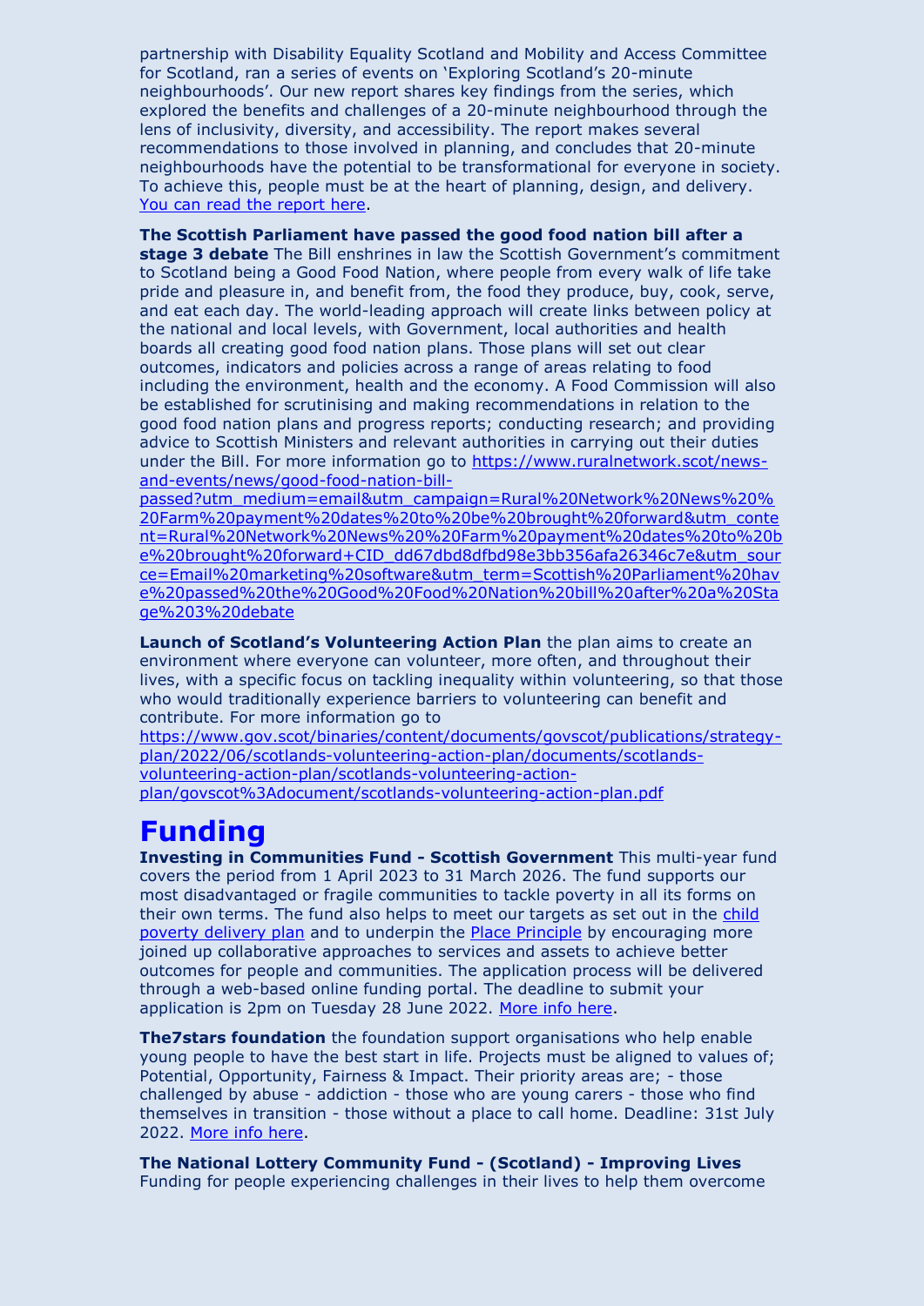partnership with Disability Equality Scotland and Mobility and Access Committee for Scotland, ran a series of events on 'Exploring Scotland's 20-minute neighbourhoods'. Our new report shares key findings from the series, which explored the benefits and challenges of a 20-minute neighbourhood through the lens of inclusivity, diversity, and accessibility. The report makes several recommendations to those involved in planning, and concludes that 20-minute neighbourhoods have the potential to be transformational for everyone in society. To achieve this, people must be at the heart of planning, design, and delivery. [You can read the report here](#).

**The Scottish Parliament have passed the good food nation bill after a stage 3 debate** The Bill enshrines in law the Scottish Government's commitment to Scotland being a Good Food Nation, where people from every walk of life take pride and pleasure in, and benefit from, the food they produce, buy, cook, serve, and eat each day. The world-leading approach will create links between policy at the national and local levels, with Government, local authorities and health boards all creating good food nation plans. Those plans will set out clear outcomes, indicators and policies across a range of areas relating to food including the environment, health and the economy. A Food Commission will also be established for scrutinising and making recommendations in relation to the good food nation plans and progress reports; conducting research; and providing advice to Scottish Ministers and relevant authorities in carrying out their duties under the Bill. For more information go to https://www.ruralnetwork.scot/news-and-events/news/good-food-nation-bill-passed?utm_medium=email&utm_campaign=Rural%20Network%20News%20%20Farm%20payment%20dates%20to%20be%20brought%20forward&utm_content=Rural%20Network%20News%20%20Farm%20payment%20dates%20to%20be%20brought%20forward+CID_dd67dbd8dfbd98e3bb356afa26346c7e&utm_source=Email%20marketing%20software&utm_term=Scottish%20Parliament%20have%20passed%20the%20Good%20Food%20Nation%20bill%20after%20a%20Stage%203%20debate

**Launch of Scotland's Volunteering Action Plan** the plan aims to create an environment where everyone can volunteer, more often, and throughout their lives, with a specific focus on tackling inequality within volunteering, so that those who would traditionally experience barriers to volunteering can benefit and contribute. For more information go to https://www.gov.scot/binaries/content/documents/govscot/publications/strategy-plan/2022/06/scotlands-volunteering-action-plan/documents/scotlands-volunteering-action-plan/scotlands-volunteering-action-plan/govscot%3Adocument/scotlands-volunteering-action-plan.pdf

# Funding

**Investing in Communities Fund - Scottish Government** This multi-year fund covers the period from 1 April 2023 to 31 March 2026. The fund supports our most disadvantaged or fragile communities to tackle poverty in all its forms on their own terms. The fund also helps to meet our targets as set out in the [child poverty delivery plan](#) and to underpin the [Place Principle](#) by encouraging more joined up collaborative approaches to services and assets to achieve better outcomes for people and communities. The application process will be delivered through a web-based online funding portal. The deadline to submit your application is 2pm on Tuesday 28 June 2022. [More info here](#).

**The7stars foundation** the foundation support organisations who help enable young people to have the best start in life. Projects must be aligned to values of; Potential, Opportunity, Fairness & Impact. Their priority areas are; - those challenged by abuse - addiction - those who are young carers - those who find themselves in transition - those without a place to call home. Deadline: 31st July 2022. [More info here](#).

**The National Lottery Community Fund - (Scotland) - Improving Lives**
Funding for people experiencing challenges in their lives to help them overcome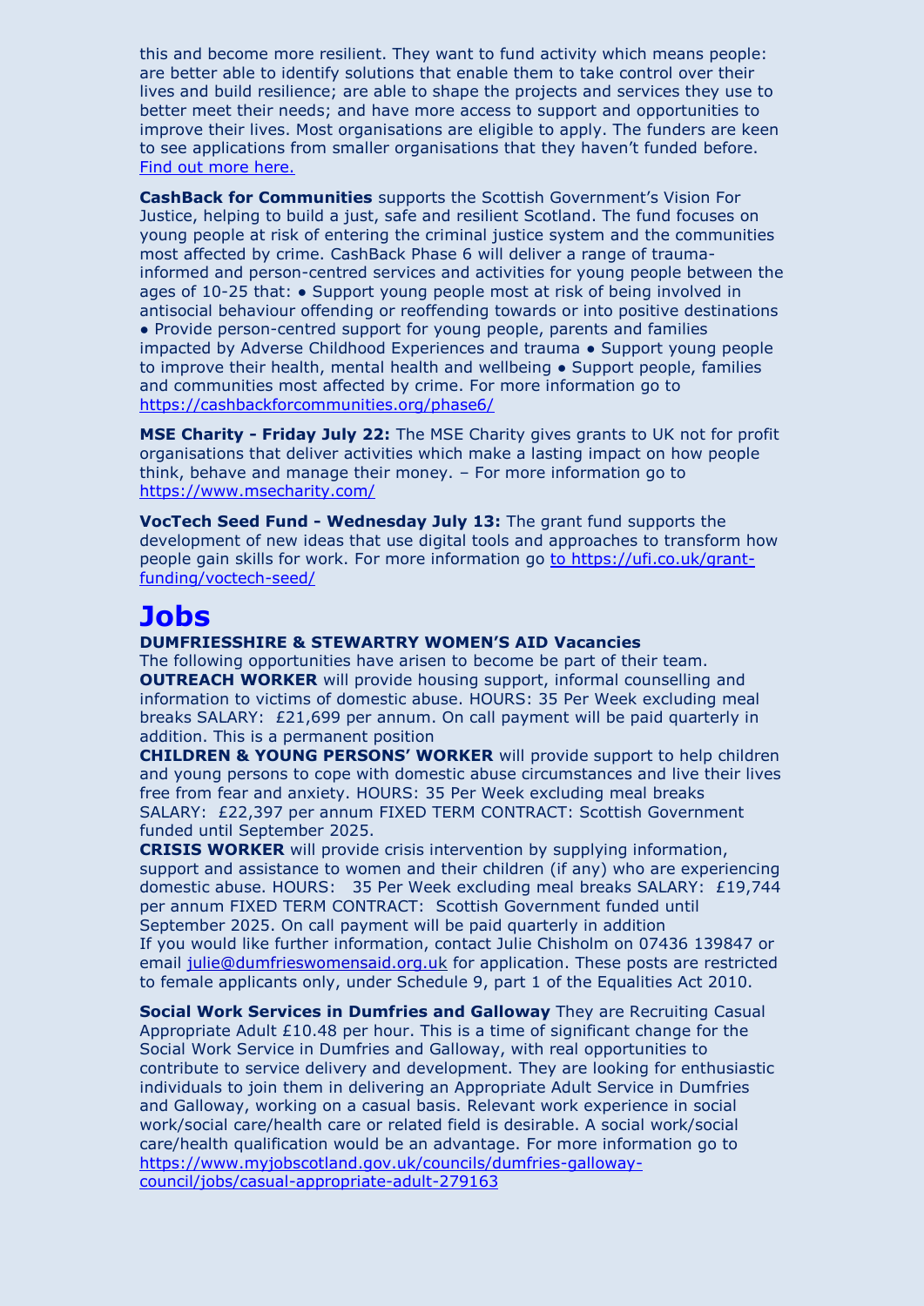this and become more resilient. They want to fund activity which means people: are better able to identify solutions that enable them to take control over their lives and build resilience; are able to shape the projects and services they use to better meet their needs; and have more access to support and opportunities to improve their lives. Most organisations are eligible to apply. The funders are keen to see applications from smaller organisations that they haven't funded before. [Find out more here.]

**CashBack for Communities** supports the Scottish Government's Vision For Justice, helping to build a just, safe and resilient Scotland. The fund focuses on young people at risk of entering the criminal justice system and the communities most affected by crime. CashBack Phase 6 will deliver a range of trauma-informed and person-centred services and activities for young people between the ages of 10-25 that: • Support young people most at risk of being involved in antisocial behaviour offending or reoffending towards or into positive destinations • Provide person-centred support for young people, parents and families impacted by Adverse Childhood Experiences and trauma • Support young people to improve their health, mental health and wellbeing • Support people, families and communities most affected by crime. For more information go to https://cashbackforcommunities.org/phase6/

**MSE Charity - Friday July 22:** The MSE Charity gives grants to UK not for profit organisations that deliver activities which make a lasting impact on how people think, behave and manage their money. – For more information go to https://www.msecharity.com/

**VocTech Seed Fund - Wednesday July 13:** The grant fund supports the development of new ideas that use digital tools and approaches to transform how people gain skills for work. For more information go to https://ufi.co.uk/grant-funding/voctech-seed/

# Jobs

**DUMFRIESSHIRE & STEWARTRY WOMEN'S AID Vacancies**

The following opportunities have arisen to become be part of their team.

**OUTREACH WORKER** will provide housing support, informal counselling and information to victims of domestic abuse. HOURS: 35 Per Week excluding meal breaks SALARY: £21,699 per annum. On call payment will be paid quarterly in addition. This is a permanent position

**CHILDREN & YOUNG PERSONS' WORKER** will provide support to help children and young persons to cope with domestic abuse circumstances and live their lives free from fear and anxiety. HOURS: 35 Per Week excluding meal breaks SALARY: £22,397 per annum FIXED TERM CONTRACT: Scottish Government funded until September 2025.

**CRISIS WORKER** will provide crisis intervention by supplying information, support and assistance to women and their children (if any) who are experiencing domestic abuse. HOURS: 35 Per Week excluding meal breaks SALARY: £19,744 per annum FIXED TERM CONTRACT: Scottish Government funded until September 2025. On call payment will be paid quarterly in addition

If you would like further information, contact Julie Chisholm on 07436 139847 or email julie@dumfrieswomensaid.org.uk for application. These posts are restricted to female applicants only, under Schedule 9, part 1 of the Equalities Act 2010.

**Social Work Services in Dumfries and Galloway** They are Recruiting Casual Appropriate Adult £10.48 per hour. This is a time of significant change for the Social Work Service in Dumfries and Galloway, with real opportunities to contribute to service delivery and development. They are looking for enthusiastic individuals to join them in delivering an Appropriate Adult Service in Dumfries and Galloway, working on a casual basis. Relevant work experience in social work/social care/health care or related field is desirable. A social work/social care/health qualification would be an advantage. For more information go to https://www.myjobscotland.gov.uk/councils/dumfries-galloway-council/jobs/casual-appropriate-adult-279163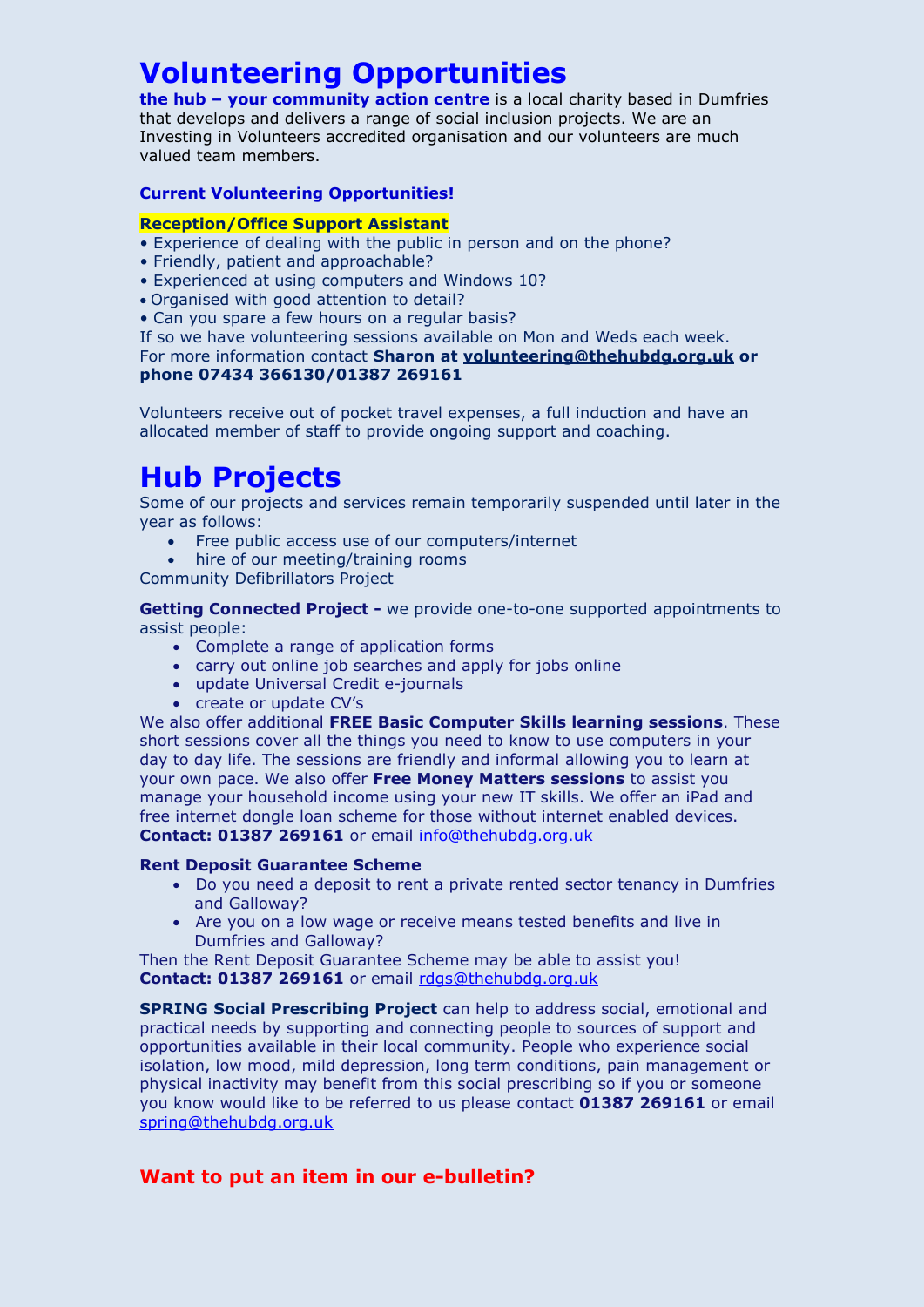# Volunteering Opportunities

**the hub – your community action centre** is a local charity based in Dumfries that develops and delivers a range of social inclusion projects. We are an Investing in Volunteers accredited organisation and our volunteers are much valued team members.

### Current Volunteering Opportunities!

**Reception/Office Support Assistant**

- Experience of dealing with the public in person and on the phone?
- Friendly, patient and approachable?
- Experienced at using computers and Windows 10?
- Organised with good attention to detail?
- Can you spare a few hours on a regular basis?

If so we have volunteering sessions available on Mon and Weds each week.
For more information contact **Sharon at volunteering@thehubdg.org.uk or phone 07434 366130/01387 269161**

Volunteers receive out of pocket travel expenses, a full induction and have an allocated member of staff to provide ongoing support and coaching.

# Hub Projects

Some of our projects and services remain temporarily suspended until later in the year as follows:

- Free public access use of our computers/internet
- hire of our meeting/training rooms

Community Defibrillators Project

**Getting Connected Project -** we provide one-to-one supported appointments to assist people:

- Complete a range of application forms
- carry out online job searches and apply for jobs online
- update Universal Credit e-journals
- create or update CV's

We also offer additional **FREE Basic Computer Skills learning sessions**. These short sessions cover all the things you need to know to use computers in your day to day life. The sessions are friendly and informal allowing you to learn at your own pace. We also offer **Free Money Matters sessions** to assist you manage your household income using your new IT skills. We offer an iPad and free internet dongle loan scheme for those without internet enabled devices.
**Contact: 01387 269161** or email info@thehubdg.org.uk

**Rent Deposit Guarantee Scheme**

- Do you need a deposit to rent a private rented sector tenancy in Dumfries and Galloway?
- Are you on a low wage or receive means tested benefits and live in Dumfries and Galloway?

Then the Rent Deposit Guarantee Scheme may be able to assist you!
**Contact: 01387 269161** or email rdgs@thehubdg.org.uk

**SPRING Social Prescribing Project** can help to address social, emotional and practical needs by supporting and connecting people to sources of support and opportunities available in their local community. People who experience social isolation, low mood, mild depression, long term conditions, pain management or physical inactivity may benefit from this social prescribing so if you or someone you know would like to be referred to us please contact **01387 269161** or email spring@thehubdg.org.uk

### Want to put an item in our e-bulletin?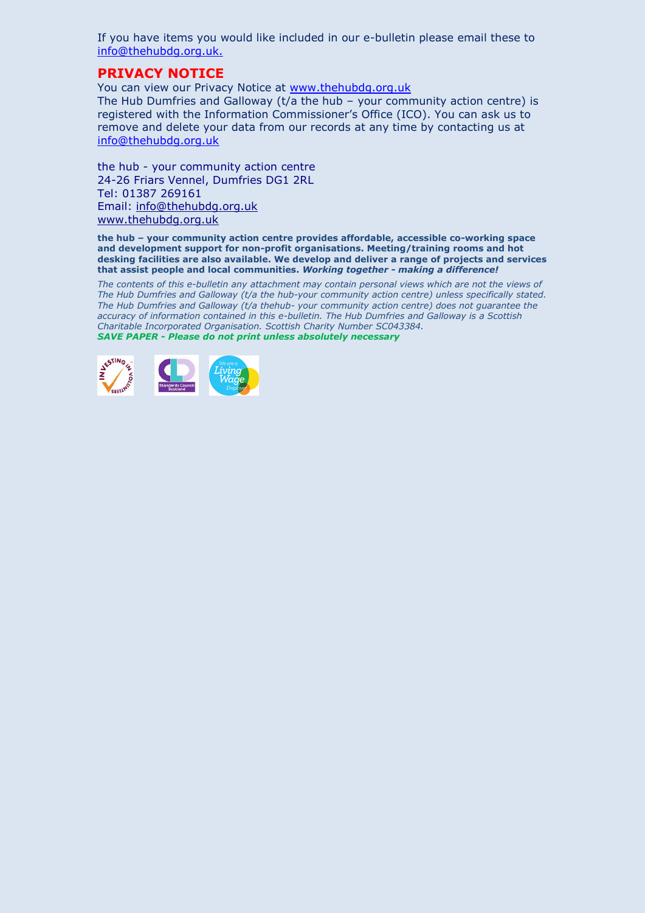If you have items you would like included in our e-bulletin please email these to info@thehubdg.org.uk.

## PRIVACY NOTICE

You can view our Privacy Notice at www.thehubdg.org.uk
The Hub Dumfries and Galloway (t/a the hub – your community action centre) is registered with the Information Commissioner's Office (ICO). You can ask us to remove and delete your data from our records at any time by contacting us at info@thehubdg.org.uk

the hub - your community action centre
24-26 Friars Vennel, Dumfries DG1 2RL
Tel: 01387 269161
Email: info@thehubdg.org.uk
www.thehubdg.org.uk

**the hub – your community action centre provides affordable, accessible co-working space and development support for non-profit organisations. Meeting/training rooms and hot desking facilities are also available. We develop and deliver a range of projects and services that assist people and local communities. *Working together - making a difference!***

*The contents of this e-bulletin any attachment may contain personal views which are not the views of The Hub Dumfries and Galloway (t/a the hub-your community action centre) unless specifically stated. The Hub Dumfries and Galloway (t/a thehub- your community action centre) does not guarantee the accuracy of information contained in this e-bulletin. The Hub Dumfries and Galloway is a Scottish Charitable Incorporated Organisation. Scottish Charity Number SC043384.*

***SAVE PAPER - Please do not print unless absolutely necessary***